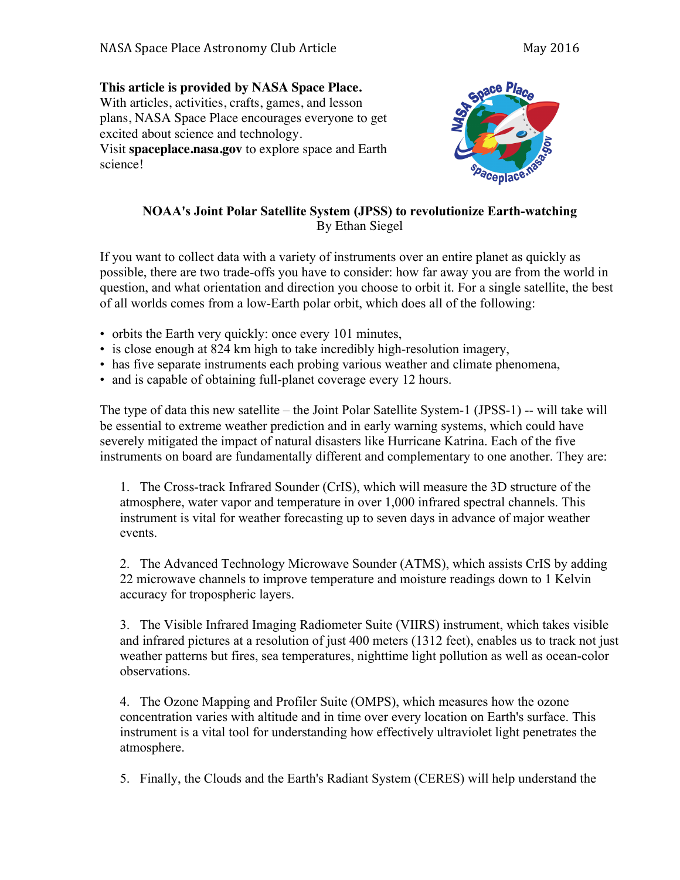**This article is provided by NASA Space Place.**
With articles, activities, crafts, games, and lesson plans, NASA Space Place encourages everyone to get excited about science and technology.
Visit **spaceplace.nasa.gov** to explore space and Earth science!

## NOAA's Joint Polar Satellite System (JPSS) to revolutionize Earth-watching

By Ethan Siegel

If you want to collect data with a variety of instruments over an entire planet as quickly as possible, there are two trade-offs you have to consider: how far away you are from the world in question, and what orientation and direction you choose to orbit it. For a single satellite, the best of all worlds comes from a low-Earth polar orbit, which does all of the following:

- orbits the Earth very quickly: once every 101 minutes,
- is close enough at 824 km high to take incredibly high-resolution imagery,
- has five separate instruments each probing various weather and climate phenomena,
- and is capable of obtaining full-planet coverage every 12 hours.

The type of data this new satellite – the Joint Polar Satellite System-1 (JPSS-1) -- will take will be essential to extreme weather prediction and in early warning systems, which could have severely mitigated the impact of natural disasters like Hurricane Katrina. Each of the five instruments on board are fundamentally different and complementary to one another. They are:

1. The Cross-track Infrared Sounder (CrIS), which will measure the 3D structure of the atmosphere, water vapor and temperature in over 1,000 infrared spectral channels. This instrument is vital for weather forecasting up to seven days in advance of major weather events.

2. The Advanced Technology Microwave Sounder (ATMS), which assists CrIS by adding 22 microwave channels to improve temperature and moisture readings down to 1 Kelvin accuracy for tropospheric layers.

3. The Visible Infrared Imaging Radiometer Suite (VIIRS) instrument, which takes visible and infrared pictures at a resolution of just 400 meters (1312 feet), enables us to track not just weather patterns but fires, sea temperatures, nighttime light pollution as well as ocean-color observations.

4. The Ozone Mapping and Profiler Suite (OMPS), which measures how the ozone concentration varies with altitude and in time over every location on Earth's surface. This instrument is a vital tool for understanding how effectively ultraviolet light penetrates the atmosphere.

5. Finally, the Clouds and the Earth's Radiant System (CERES) will help understand the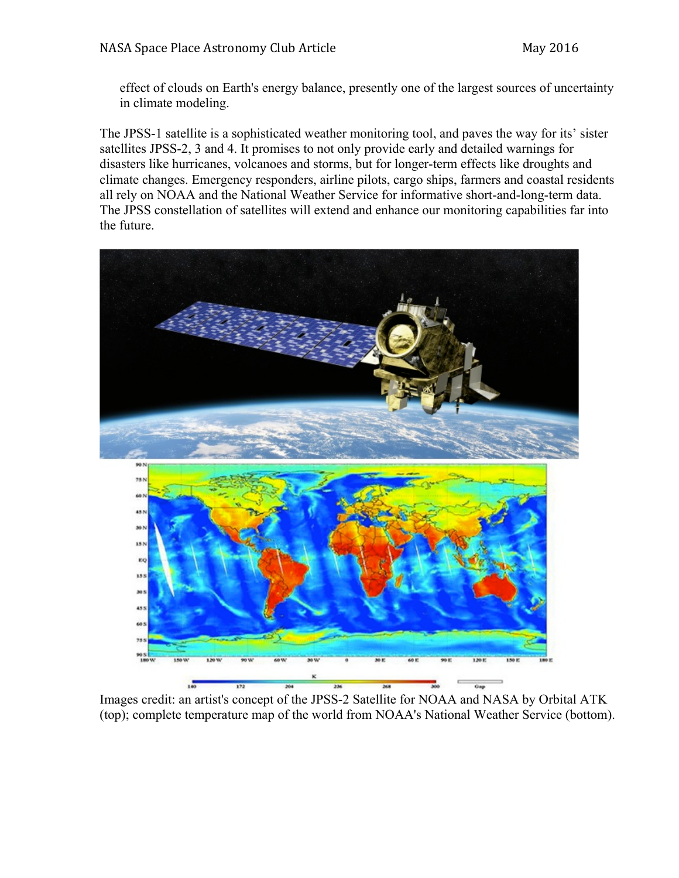effect of clouds on Earth's energy balance, presently one of the largest sources of uncertainty in climate modeling.

The JPSS-1 satellite is a sophisticated weather monitoring tool, and paves the way for its' sister satellites JPSS-2, 3 and 4. It promises to not only provide early and detailed warnings for disasters like hurricanes, volcanoes and storms, but for longer-term effects like droughts and climate changes. Emergency responders, airline pilots, cargo ships, farmers and coastal residents all rely on NOAA and the National Weather Service for informative short-and-long-term data. The JPSS constellation of satellites will extend and enhance our monitoring capabilities far into the future.

Images credit: an artist's concept of the JPSS-2 Satellite for NOAA and NASA by Orbital ATK (top); complete temperature map of the world from NOAA's National Weather Service (bottom).